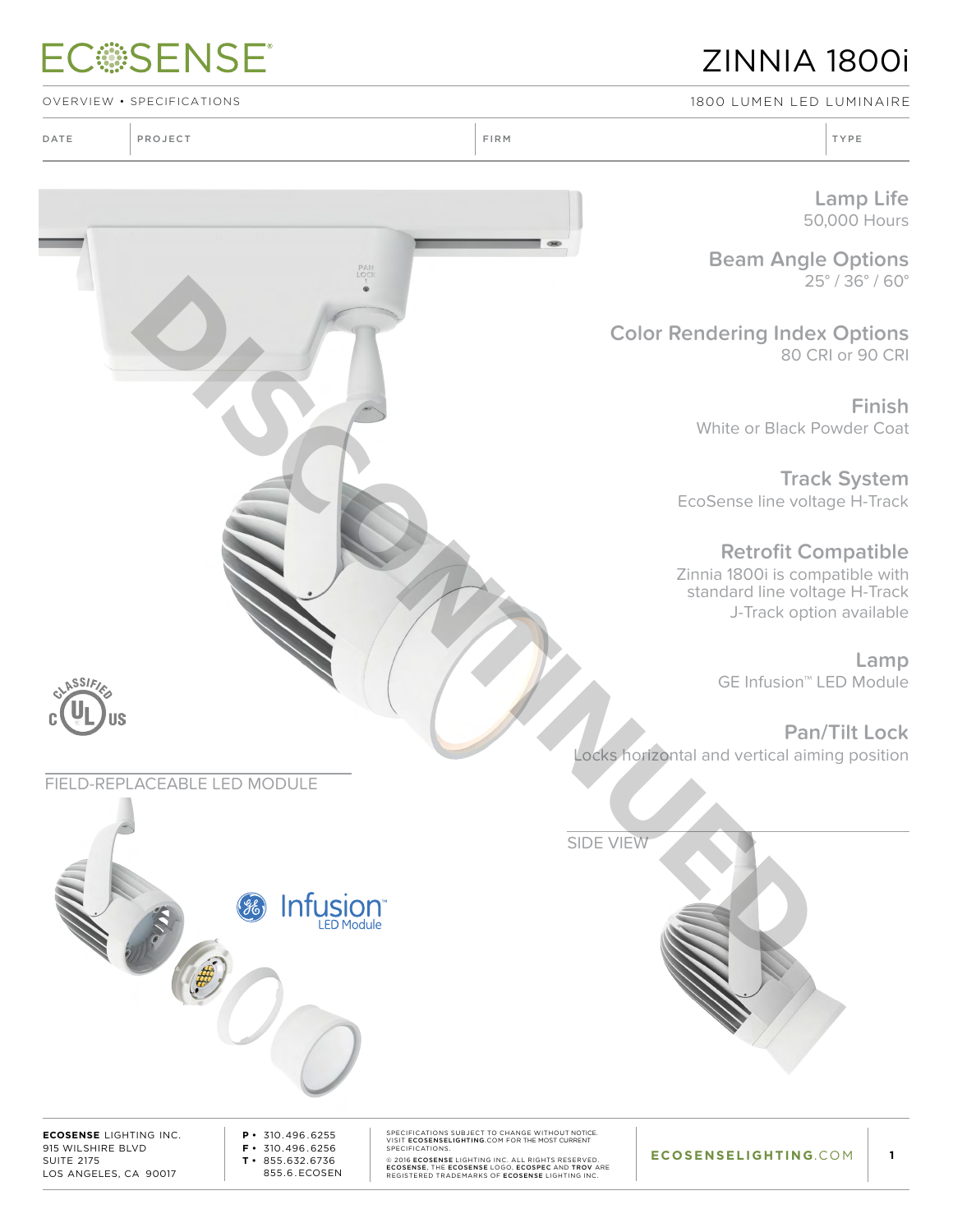# ECOSENSE

# ZINNIA 1800i

OVERVIEW • SPECIFICATIONS

1800 LUMEN LED LUMINAIRE

| DATE | PROJECT | FIRM | TYPE |
|---|---|---|---|

DISCONTINUED

### Lamp Life
50,000 Hours

### Beam Angle Options
25° / 36° / 60°

### Color Rendering Index Options
80 CRI or 90 CRI

### Finish
White or Black Powder Coat

### Track System
EcoSense line voltage H-Track

### Retrofit Compatible
Zinnia 1800i is compatible with standard line voltage H-Track
J-Track option available

### Lamp
GE Infusion™ LED Module

### Pan/Tilt Lock
Locks horizontal and vertical aiming position

CLASSIFIED c UL US

FIELD-REPLACEABLE LED MODULE

GE Infusion™ LED Module

SIDE VIEW

**ECOSENSE** LIGHTING INC.
915 WILSHIRE BLVD
SUITE 2175
LOS ANGELES, CA 90017

**P** • 310.496.6255
**F** • 310.496.6256
**T** • 855.632.6736
855.6.ECOSEN

SPECIFICATIONS SUBJECT TO CHANGE WITHOUT NOTICE. VISIT **ECOSENSELIGHTING**.COM FOR THE MOST CURRENT SPECIFICATIONS.
© 2016 **ECOSENSE** LIGHTING INC. ALL RIGHTS RESERVED. **ECOSENSE**, THE **ECOSENSE** LOGO, **ECOSPEC** AND **TROV** ARE REGISTERED TRADEMARKS OF **ECOSENSE** LIGHTING INC.

**ECOSENSELIGHTING**.COM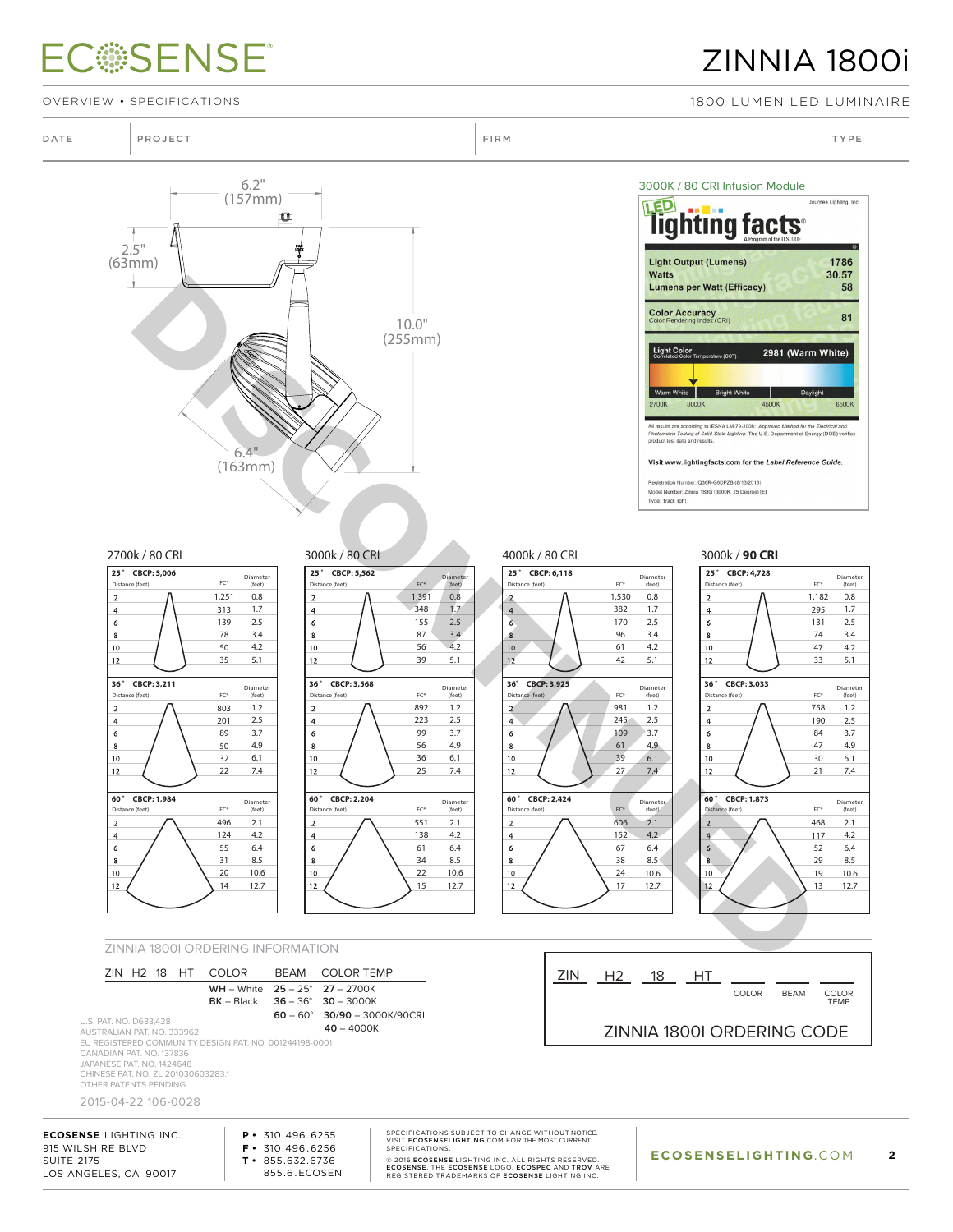# ZINNIA 1800i

OVERVIEW • SPECIFICATIONS

1800 LUMEN LED LUMINAIRE

| DATE | PROJECT | FIRM | TYPE |
|---|---|---|---|
| | | | |

6.2" (157mm)

2.5" (63mm)

10.0" (255mm)

6.4" (163mm)

DISCONTINUED

## 3000K / 80 CRI Infusion Module

**LED lighting facts** — A Program of the U.S. DOE — Journee Lighting, Inc

| | |
|---|---|
| Light Output (Lumens) | 1786 |
| Watts | 30.57 |
| Lumens per Watt (Efficacy) | 58 |
| Color Accuracy — Color Rendering Index (CRI) | 81 |
| Light Color — Correlated Color Temperature (CCT) | 2981 (Warm White) |

Warm White · Bright White · Daylight
2700K · 3000K · 4500K · 6500K

All results are according to IESNA LM-79-2008: Approved Method for the Electrical and Photometric Testing of Solid-State Lighting. The U.S. Department of Energy (DOE) verifies product test data and results.

Visit www.lightingfacts.com for the *Label Reference Guide.*

Registration Number: Q36R-96DPZ9 (8/13/2013)
Model Number: Zinnia 1800i (3000K, 25 Degree) (E)
Type: Track light

## 2700k / 80 CRI

**25° CBCP: 5,006**

| Distance (feet) | FC* | Diameter (feet) |
|---|---|---|
| 2 | 1,251 | 0.8 |
| 4 | 313 | 1.7 |
| 6 | 139 | 2.5 |
| 8 | 78 | 3.4 |
| 10 | 50 | 4.2 |
| 12 | 35 | 5.1 |

**36° CBCP: 3,211**

| Distance (feet) | FC* | Diameter (feet) |
|---|---|---|
| 2 | 803 | 1.2 |
| 4 | 201 | 2.5 |
| 6 | 89 | 3.7 |
| 8 | 50 | 4.9 |
| 10 | 32 | 6.1 |
| 12 | 22 | 7.4 |

**60° CBCP: 1,984**

| Distance (feet) | FC* | Diameter (feet) |
|---|---|---|
| 2 | 496 | 2.1 |
| 4 | 124 | 4.2 |
| 6 | 55 | 6.4 |
| 8 | 31 | 8.5 |
| 10 | 20 | 10.6 |
| 12 | 14 | 12.7 |

## 3000k / 80 CRI

**25° CBCP: 5,562**

| Distance (feet) | FC* | Diameter (feet) |
|---|---|---|
| 2 | 1,391 | 0.8 |
| 4 | 348 | 1.7 |
| 6 | 155 | 2.5 |
| 8 | 87 | 3.4 |
| 10 | 56 | 4.2 |
| 12 | 39 | 5.1 |

**36° CBCP: 3,568**

| Distance (feet) | FC* | Diameter (feet) |
|---|---|---|
| 2 | 892 | 1.2 |
| 4 | 223 | 2.5 |
| 6 | 99 | 3.7 |
| 8 | 56 | 4.9 |
| 10 | 36 | 6.1 |
| 12 | 25 | 7.4 |

**60° CBCP: 2,204**

| Distance (feet) | FC* | Diameter (feet) |
|---|---|---|
| 2 | 551 | 2.1 |
| 4 | 138 | 4.2 |
| 6 | 61 | 6.4 |
| 8 | 34 | 8.5 |
| 10 | 22 | 10.6 |
| 12 | 15 | 12.7 |

## 4000k / 80 CRI

**25° CBCP: 6,118**

| Distance (feet) | FC* | Diameter (feet) |
|---|---|---|
| 2 | 1,530 | 0.8 |
| 4 | 382 | 1.7 |
| 6 | 170 | 2.5 |
| 8 | 96 | 3.4 |
| 10 | 61 | 4.2 |
| 12 | 42 | 5.1 |

**36° CBCP: 3,925**

| Distance (feet) | FC* | Diameter (feet) |
|---|---|---|
| 2 | 981 | 1.2 |
| 4 | 245 | 2.5 |
| 6 | 109 | 3.7 |
| 8 | 61 | 4.9 |
| 10 | 39 | 6.1 |
| 12 | 27 | 7.4 |

**60° CBCP: 2,424**

| Distance (feet) | FC* | Diameter (feet) |
|---|---|---|
| 2 | 606 | 2.1 |
| 4 | 152 | 4.2 |
| 6 | 67 | 6.4 |
| 8 | 38 | 8.5 |
| 10 | 24 | 10.6 |
| 12 | 17 | 12.7 |

## 3000k / **90 CRI**

**25° CBCP: 4,728**

| Distance (feet) | FC* | Diameter (feet) |
|---|---|---|
| 2 | 1,182 | 0.8 |
| 4 | 295 | 1.7 |
| 6 | 131 | 2.5 |
| 8 | 74 | 3.4 |
| 10 | 47 | 4.2 |
| 12 | 33 | 5.1 |

**36° CBCP: 3,033**

| Distance (feet) | FC* | Diameter (feet) |
|---|---|---|
| 2 | 758 | 1.2 |
| 4 | 190 | 2.5 |
| 6 | 84 | 3.7 |
| 8 | 47 | 4.9 |
| 10 | 30 | 6.1 |
| 12 | 21 | 7.4 |

**60° CBCP: 1,873**

| Distance (feet) | FC* | Diameter (feet) |
|---|---|---|
| 2 | 468 | 2.1 |
| 4 | 117 | 4.2 |
| 6 | 52 | 6.4 |
| 8 | 29 | 8.5 |
| 10 | 19 | 10.6 |
| 12 | 13 | 12.7 |

## ZINNIA 1800I ORDERING INFORMATION

| ZIN H2 18 HT | COLOR | BEAM | COLOR TEMP |
|---|---|---|---|
| | **WH** – White | **25** – 25° | **27** – 2700K |
| | **BK** – Black | **36** – 36° | **30** – 3000K |
| | | **60** – 60° | **30/90** – 3000K/90CRI |
| | | | **40** – 4000K |

ZIN \_ H2 \_ 18 \_ HT \_ \_\_\_\_ COLOR \_ \_\_\_\_ BEAM \_ \_\_\_\_ COLOR TEMP

ZINNIA 1800I ORDERING CODE

U.S. PAT. NO. D633,428
AUSTRALIAN PAT. NO. 333962
EU REGISTERED COMMUNITY DESIGN PAT. NO. 001244198-0001
CANADIAN PAT. NO. 137836
JAPANESE PAT. NO. 1424646
CHINESE PAT. NO. ZL 201030603283.1
OTHER PATENTS PENDING

2015-04-22 106-0028

**ECOSENSE** LIGHTING INC.
915 WILSHIRE BLVD
SUITE 2175
LOS ANGELES, CA 90017

**P** • 310.496.6255
**F** • 310.496.6256
**T** • 855.632.6736
855.6.ECOSEN

SPECIFICATIONS SUBJECT TO CHANGE WITHOUT NOTICE. VISIT **ECOSENSELIGHTING**.COM FOR THE MOST CURRENT SPECIFICATIONS.

© 2016 **ECOSENSE** LIGHTING INC. ALL RIGHTS RESERVED. **ECOSENSE**, THE **ECOSENSE** LOGO, **ECOSPEC** AND **TROV** ARE REGISTERED TRADEMARKS OF **ECOSENSE** LIGHTING INC.

**ECOSENSELIGHTING**.COM